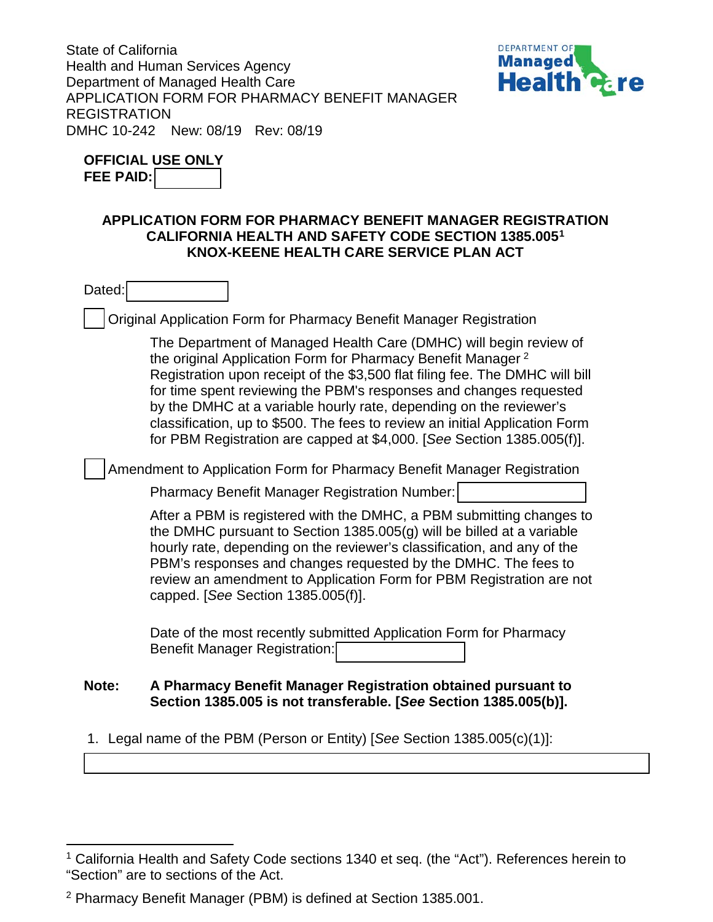State of California
Health and Human Services Agency
Department of Managed Health Care
APPLICATION FORM FOR PHARMACY BENEFIT MANAGER REGISTRATION
DMHC 10-242 New: 08/19 Rev: 08/19

**OFFICIAL USE ONLY**
**FEE PAID:** ☐

### APPLICATION FORM FOR PHARMACY BENEFIT MANAGER REGISTRATION
### CALIFORNIA HEALTH AND SAFETY CODE SECTION 1385.005[1]
### KNOX-KEENE HEALTH CARE SERVICE PLAN ACT

Dated: ☐

☐ Original Application Form for Pharmacy Benefit Manager Registration

The Department of Managed Health Care (DMHC) will begin review of the original Application Form for Pharmacy Benefit Manager [2] Registration upon receipt of the $3,500 flat filing fee. The DMHC will bill for time spent reviewing the PBM's responses and changes requested by the DMHC at a variable hourly rate, depending on the reviewer's classification, up to $500. The fees to review an initial Application Form for PBM Registration are capped at $4,000. [*See* Section 1385.005(f)].

☐ Amendment to Application Form for Pharmacy Benefit Manager Registration

Pharmacy Benefit Manager Registration Number: ☐

After a PBM is registered with the DMHC, a PBM submitting changes to the DMHC pursuant to Section 1385.005(g) will be billed at a variable hourly rate, depending on the reviewer's classification, and any of the PBM's responses and changes requested by the DMHC. The fees to review an amendment to Application Form for PBM Registration are not capped. [*See* Section 1385.005(f)].

Date of the most recently submitted Application Form for Pharmacy Benefit Manager Registration: ☐

**Note: A Pharmacy Benefit Manager Registration obtained pursuant to Section 1385.005 is not transferable. [*See* Section 1385.005(b)].**

1. Legal name of the PBM (Person or Entity) [*See* Section 1385.005(c)(1)]:

☐

---

[1] California Health and Safety Code sections 1340 et seq. (the "Act"). References herein to "Section" are to sections of the Act.

[2] Pharmacy Benefit Manager (PBM) is defined at Section 1385.001.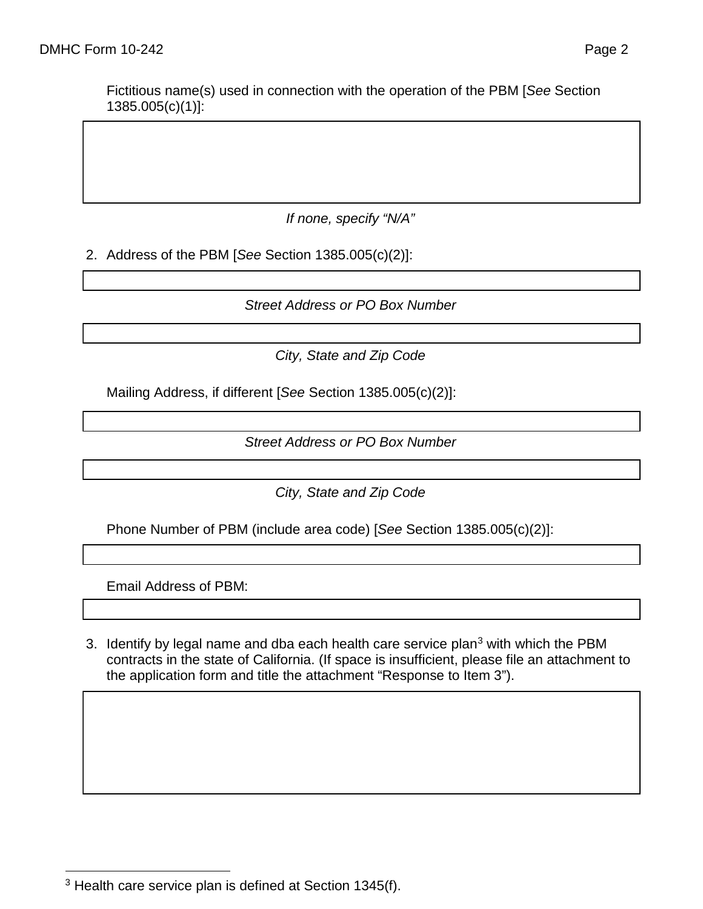Fictitious name(s) used in connection with the operation of the PBM [*See* Section 1385.005(c)(1)]:

*If none, specify "N/A"*

2. Address of the PBM [*See* Section 1385.005(c)(2)]:

*Street Address or PO Box Number*

*City, State and Zip Code*

Mailing Address, if different [*See* Section 1385.005(c)(2)]:

*Street Address or PO Box Number*

*City, State and Zip Code*

Phone Number of PBM (include area code) [*See* Section 1385.005(c)(2)]:

Email Address of PBM:

3. Identify by legal name and dba each health care service plan[3] with which the PBM contracts in the state of California. (If space is insufficient, please file an attachment to the application form and title the attachment "Response to Item 3").

---

[3] Health care service plan is defined at Section 1345(f).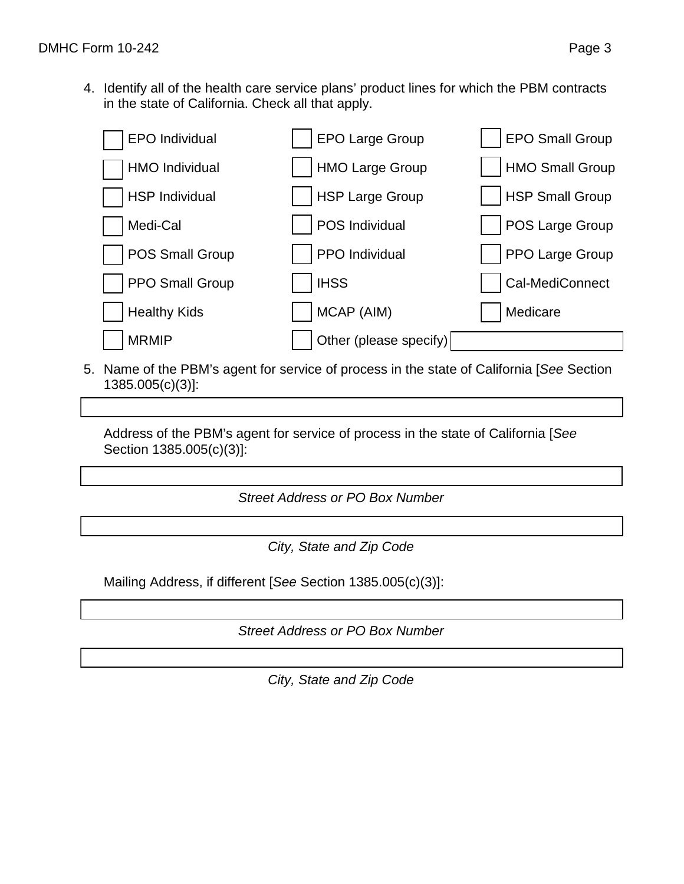4. Identify all of the health care service plans' product lines for which the PBM contracts in the state of California. Check all that apply.

| | | |
|---|---|---|
| ☐ EPO Individual | ☐ EPO Large Group | ☐ EPO Small Group |
| ☐ HMO Individual | ☐ HMO Large Group | ☐ HMO Small Group |
| ☐ HSP Individual | ☐ HSP Large Group | ☐ HSP Small Group |
| ☐ Medi-Cal | ☐ POS Individual | ☐ POS Large Group |
| ☐ POS Small Group | ☐ PPO Individual | ☐ PPO Large Group |
| ☐ PPO Small Group | ☐ IHSS | ☐ Cal-MediConnect |
| ☐ Healthy Kids | ☐ MCAP (AIM) | ☐ Medicare |
| ☐ MRMIP | ☐ Other (please specify) | ____________________ |

5. Name of the PBM's agent for service of process in the state of California [*See* Section 1385.005(c)(3)]:

____________________

Address of the PBM's agent for service of process in the state of California [*See* Section 1385.005(c)(3)]:

____________________

*Street Address or PO Box Number*

____________________

*City, State and Zip Code*

Mailing Address, if different [*See* Section 1385.005(c)(3)]:

____________________

*Street Address or PO Box Number*

____________________

*City, State and Zip Code*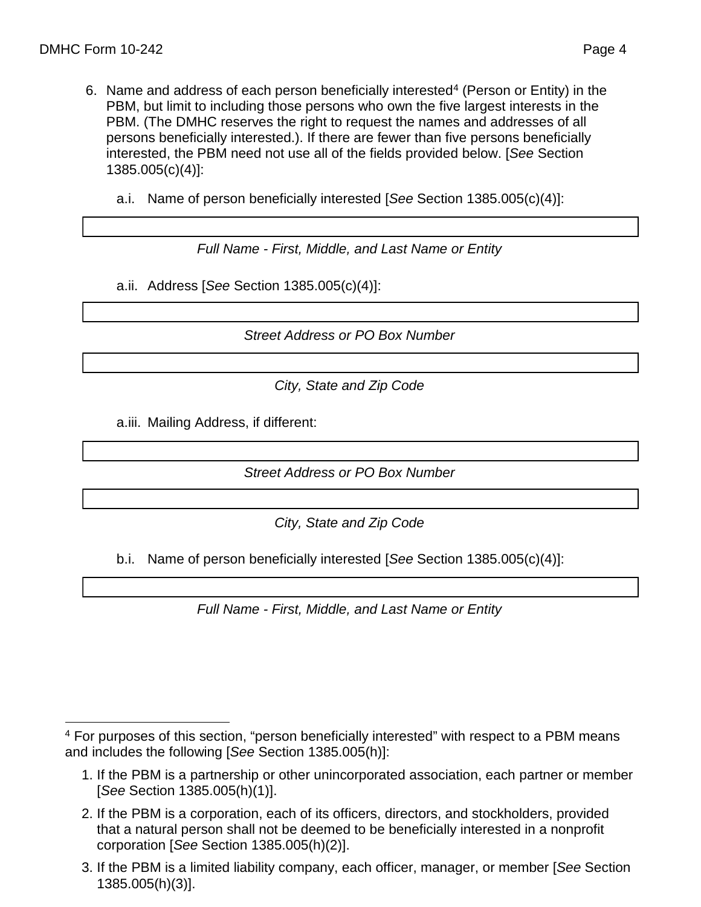6. Name and address of each person beneficially interested[4] (Person or Entity) in the PBM, but limit to including those persons who own the five largest interests in the PBM. (The DMHC reserves the right to request the names and addresses of all persons beneficially interested.). If there are fewer than five persons beneficially interested, the PBM need not use all of the fields provided below. [*See* Section 1385.005(c)(4)]:

   a.i. Name of person beneficially interested [*See* Section 1385.005(c)(4)]:

   | |
   |---|
   | |

   *Full Name - First, Middle, and Last Name or Entity*

   a.ii. Address [*See* Section 1385.005(c)(4)]:

   | |
   |---|
   | |

   *Street Address or PO Box Number*

   | |
   |---|
   | |

   *City, State and Zip Code*

   a.iii. Mailing Address, if different:

   | |
   |---|
   | |

   *Street Address or PO Box Number*

   | |
   |---|
   | |

   *City, State and Zip Code*

   b.i. Name of person beneficially interested [*See* Section 1385.005(c)(4)]:

   | |
   |---|
   | |

   *Full Name - First, Middle, and Last Name or Entity*

---

[4] For purposes of this section, "person beneficially interested" with respect to a PBM means and includes the following [*See* Section 1385.005(h)]:

1. If the PBM is a partnership or other unincorporated association, each partner or member [*See* Section 1385.005(h)(1)].
2. If the PBM is a corporation, each of its officers, directors, and stockholders, provided that a natural person shall not be deemed to be beneficially interested in a nonprofit corporation [*See* Section 1385.005(h)(2)].
3. If the PBM is a limited liability company, each officer, manager, or member [*See* Section 1385.005(h)(3)].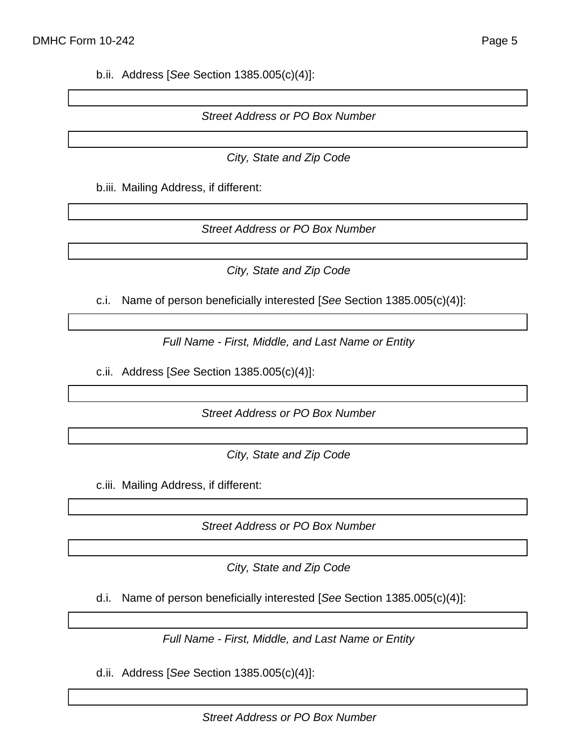b.ii. Address [*See* Section 1385.005(c)(4)]:

*Street Address or PO Box Number*

*City, State and Zip Code*

b.iii. Mailing Address, if different:

*Street Address or PO Box Number*

*City, State and Zip Code*

c.i. Name of person beneficially interested [*See* Section 1385.005(c)(4)]:

*Full Name - First, Middle, and Last Name or Entity*

c.ii. Address [*See* Section 1385.005(c)(4)]:

*Street Address or PO Box Number*

*City, State and Zip Code*

c.iii. Mailing Address, if different:

*Street Address or PO Box Number*

*City, State and Zip Code*

d.i. Name of person beneficially interested [*See* Section 1385.005(c)(4)]:

*Full Name - First, Middle, and Last Name or Entity*

d.ii. Address [*See* Section 1385.005(c)(4)]:

*Street Address or PO Box Number*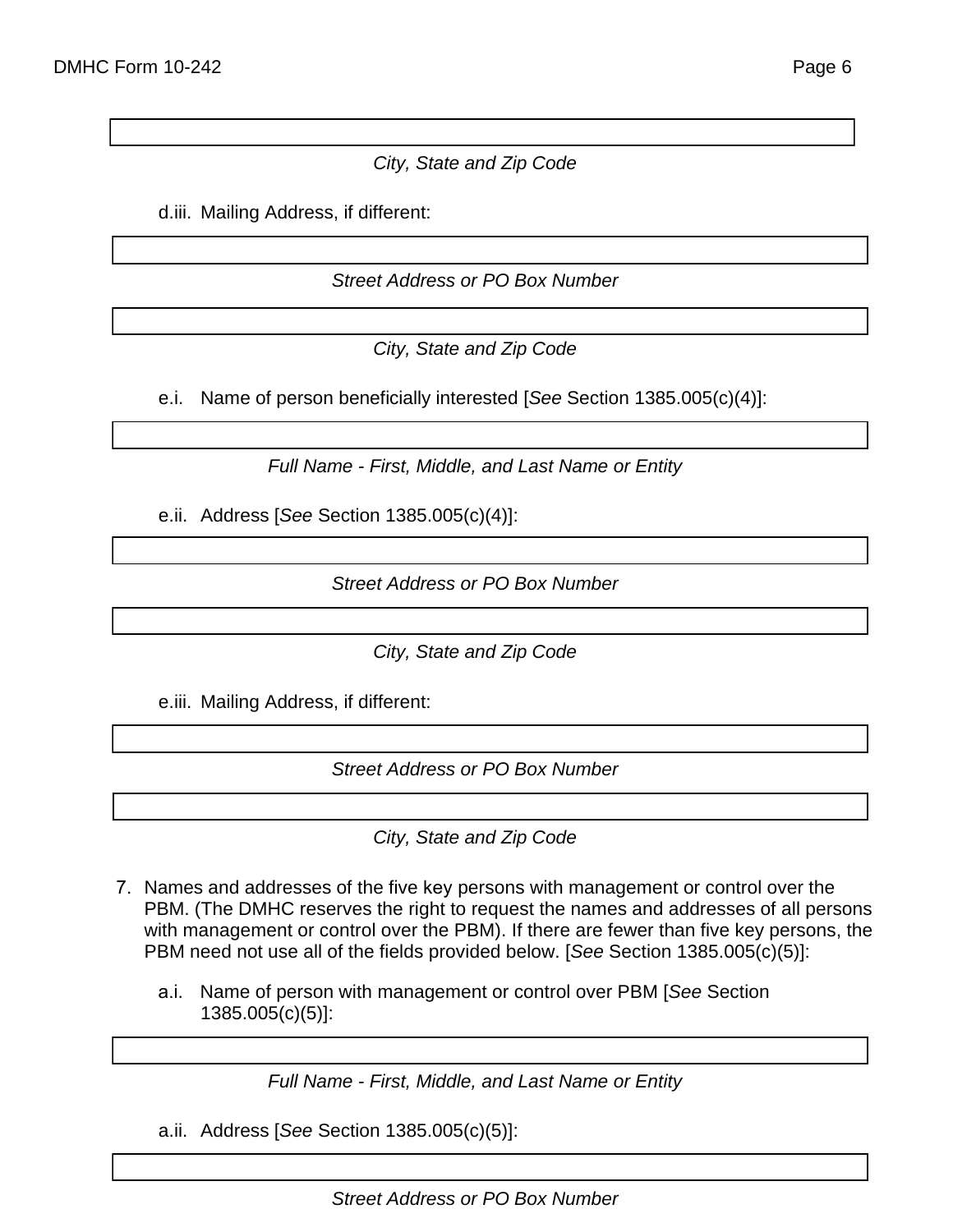City, State and Zip Code

d.iii. Mailing Address, if different:

Street Address or PO Box Number

City, State and Zip Code

e.i. Name of person beneficially interested [*See* Section 1385.005(c)(4)]:

Full Name - First, Middle, and Last Name or Entity

e.ii. Address [*See* Section 1385.005(c)(4)]:

Street Address or PO Box Number

City, State and Zip Code

e.iii. Mailing Address, if different:

Street Address or PO Box Number

City, State and Zip Code

7. Names and addresses of the five key persons with management or control over the PBM. (The DMHC reserves the right to request the names and addresses of all persons with management or control over the PBM). If there are fewer than five key persons, the PBM need not use all of the fields provided below. [*See* Section 1385.005(c)(5)]:

   a.i. Name of person with management or control over PBM [*See* Section 1385.005(c)(5)]:

   Full Name - First, Middle, and Last Name or Entity

   a.ii. Address [*See* Section 1385.005(c)(5)]:

   Street Address or PO Box Number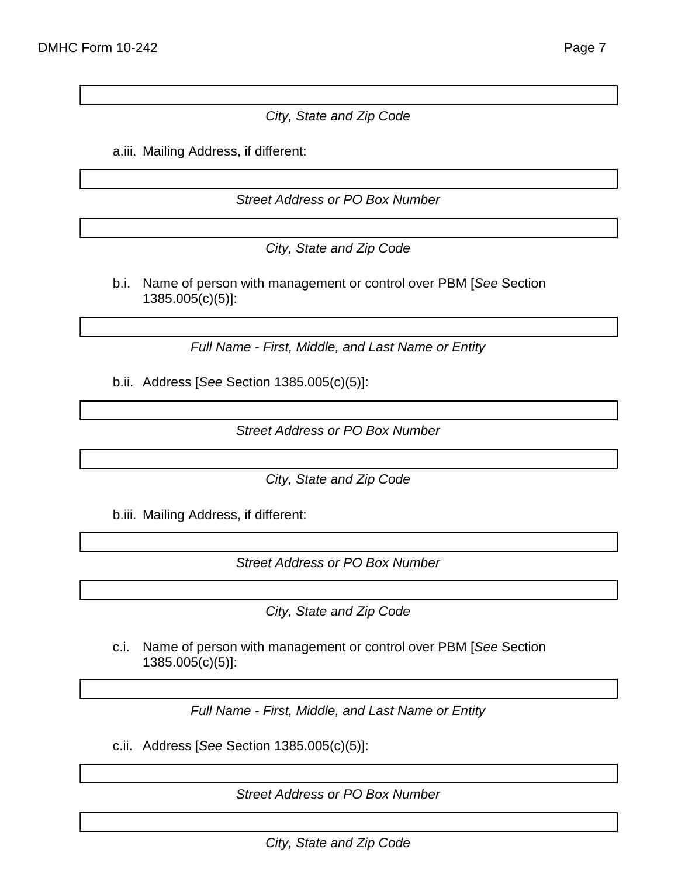*City, State and Zip Code*

a.iii. Mailing Address, if different:

*Street Address or PO Box Number*

*City, State and Zip Code*

b.i. Name of person with management or control over PBM [*See* Section 1385.005(c)(5)]:

*Full Name - First, Middle, and Last Name or Entity*

b.ii. Address [*See* Section 1385.005(c)(5)]:

*Street Address or PO Box Number*

*City, State and Zip Code*

b.iii. Mailing Address, if different:

*Street Address or PO Box Number*

*City, State and Zip Code*

c.i. Name of person with management or control over PBM [*See* Section 1385.005(c)(5)]:

*Full Name - First, Middle, and Last Name or Entity*

c.ii. Address [*See* Section 1385.005(c)(5)]:

*Street Address or PO Box Number*

*City, State and Zip Code*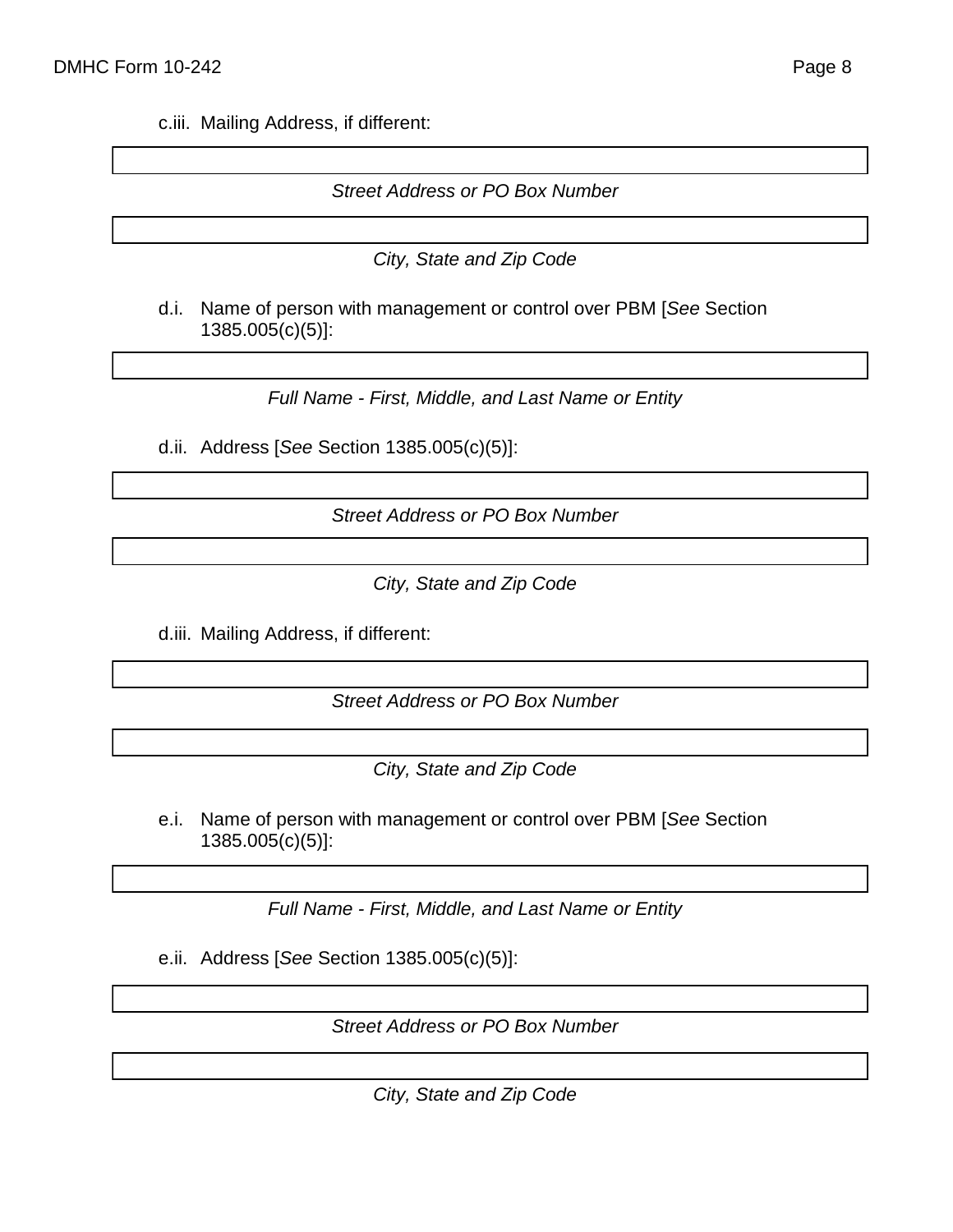c.iii. Mailing Address, if different:

| |
|---|

*Street Address or PO Box Number*

| |
|---|

*City, State and Zip Code*

d.i. Name of person with management or control over PBM [*See* Section 1385.005(c)(5)]:

| |
|---|

*Full Name - First, Middle, and Last Name or Entity*

d.ii. Address [*See* Section 1385.005(c)(5)]:

| |
|---|

*Street Address or PO Box Number*

| |
|---|

*City, State and Zip Code*

d.iii. Mailing Address, if different:

| |
|---|

*Street Address or PO Box Number*

| |
|---|

*City, State and Zip Code*

e.i. Name of person with management or control over PBM [*See* Section 1385.005(c)(5)]:

| |
|---|

*Full Name - First, Middle, and Last Name or Entity*

e.ii. Address [*See* Section 1385.005(c)(5)]:

| |
|---|

*Street Address or PO Box Number*

| |
|---|

*City, State and Zip Code*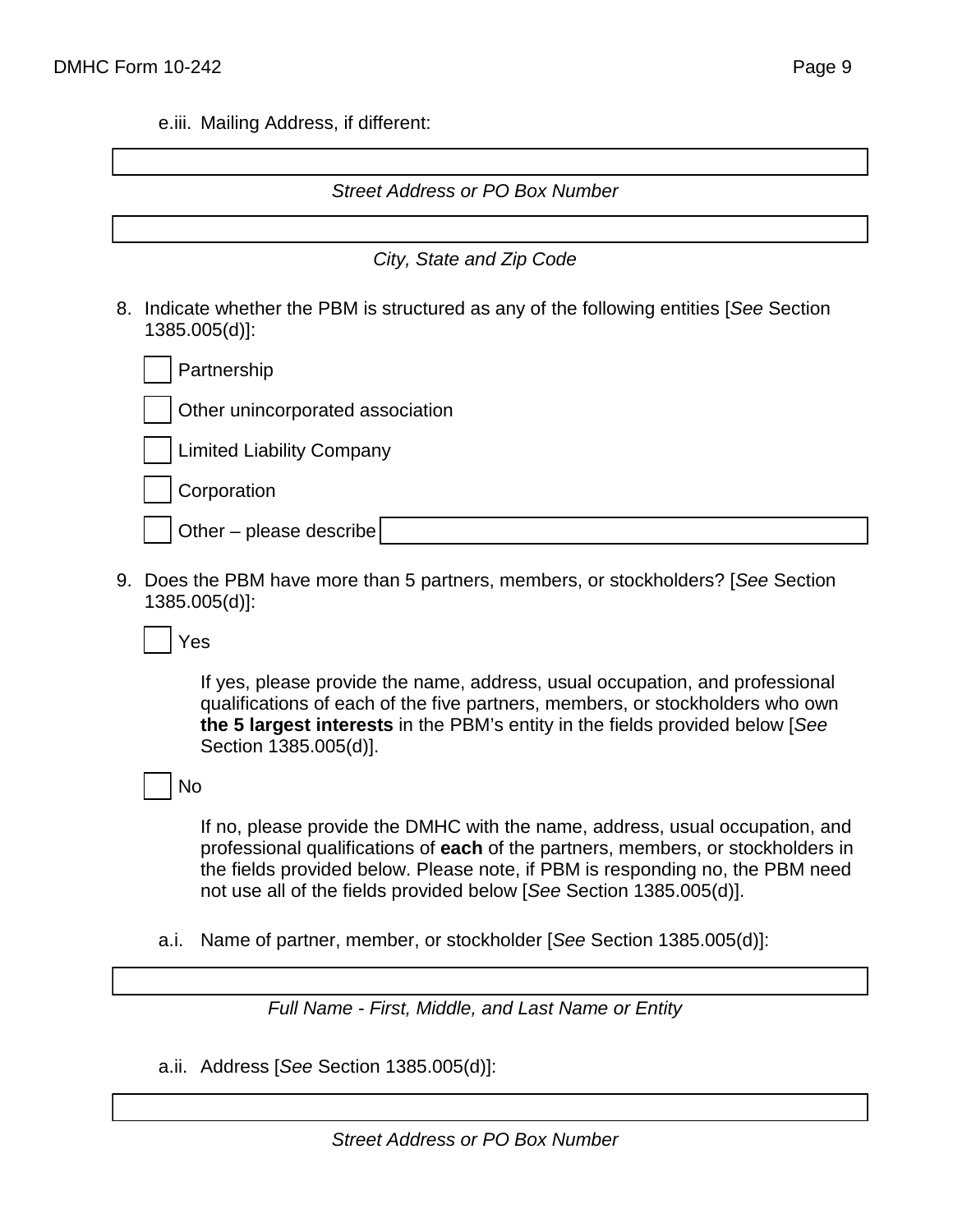e.iii. Mailing Address, if different:

| |
|---|

*Street Address or PO Box Number*

| |
|---|

*City, State and Zip Code*

8. Indicate whether the PBM is structured as any of the following entities [*See* Section 1385.005(d)]:

   ☐ Partnership

   ☐ Other unincorporated association

   ☐ Limited Liability Company

   ☐ Corporation

   ☐ Other – please describe ________________

9. Does the PBM have more than 5 partners, members, or stockholders? [*See* Section 1385.005(d)]:

   ☐ Yes

   If yes, please provide the name, address, usual occupation, and professional qualifications of each of the five partners, members, or stockholders who own **the 5 largest interests** in the PBM's entity in the fields provided below [*See* Section 1385.005(d)].

   ☐ No

   If no, please provide the DMHC with the name, address, usual occupation, and professional qualifications of **each** of the partners, members, or stockholders in the fields provided below. Please note, if PBM is responding no, the PBM need not use all of the fields provided below [*See* Section 1385.005(d)].

a.i. Name of partner, member, or stockholder [*See* Section 1385.005(d)]:

| |
|---|

*Full Name - First, Middle, and Last Name or Entity*

a.ii. Address [*See* Section 1385.005(d)]:

| |
|---|

*Street Address or PO Box Number*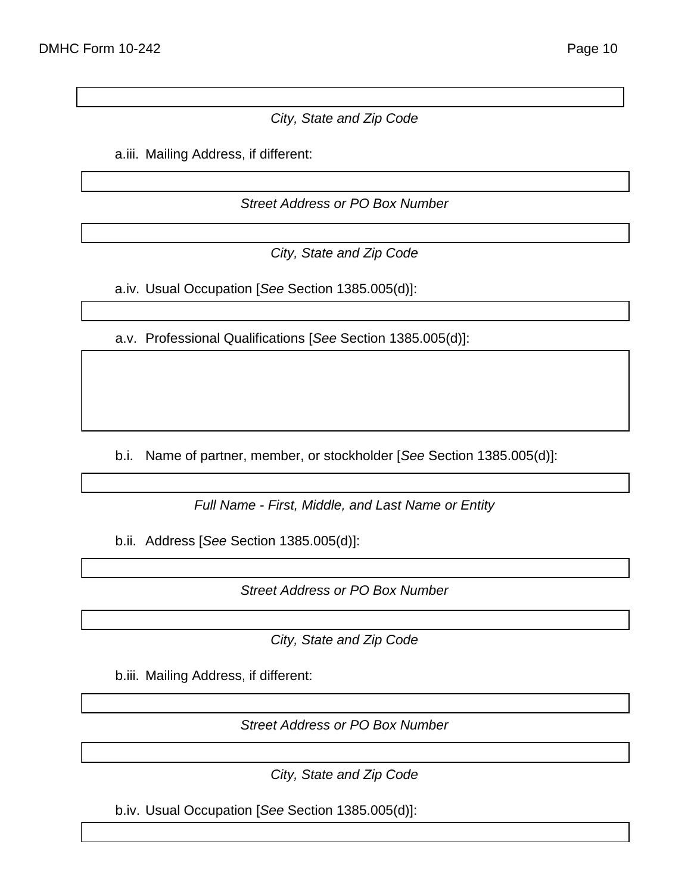City, State and Zip Code

a.iii. Mailing Address, if different:

Street Address or PO Box Number

City, State and Zip Code

a.iv. Usual Occupation [*See* Section 1385.005(d)]:

a.v. Professional Qualifications [*See* Section 1385.005(d)]:

b.i. Name of partner, member, or stockholder [*See* Section 1385.005(d)]:

*Full Name - First, Middle, and Last Name or Entity*

b.ii. Address [*See* Section 1385.005(d)]:

*Street Address or PO Box Number*

*City, State and Zip Code*

b.iii. Mailing Address, if different:

*Street Address or PO Box Number*

*City, State and Zip Code*

b.iv. Usual Occupation [*See* Section 1385.005(d)]: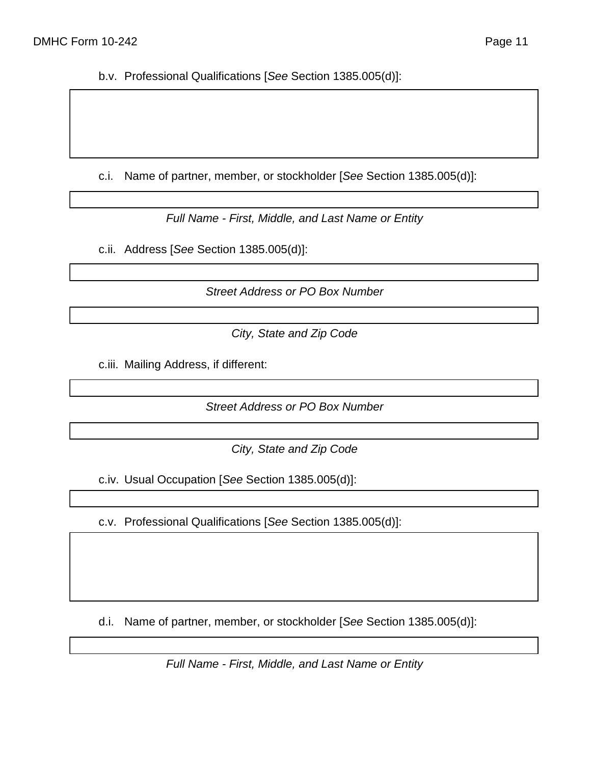b.v. Professional Qualifications [*See* Section 1385.005(d)]:

c.i. Name of partner, member, or stockholder [*See* Section 1385.005(d)]:

*Full Name - First, Middle, and Last Name or Entity*

c.ii. Address [*See* Section 1385.005(d)]:

*Street Address or PO Box Number*

*City, State and Zip Code*

c.iii. Mailing Address, if different:

*Street Address or PO Box Number*

*City, State and Zip Code*

c.iv. Usual Occupation [*See* Section 1385.005(d)]:

c.v. Professional Qualifications [*See* Section 1385.005(d)]:

d.i. Name of partner, member, or stockholder [*See* Section 1385.005(d)]:

*Full Name - First, Middle, and Last Name or Entity*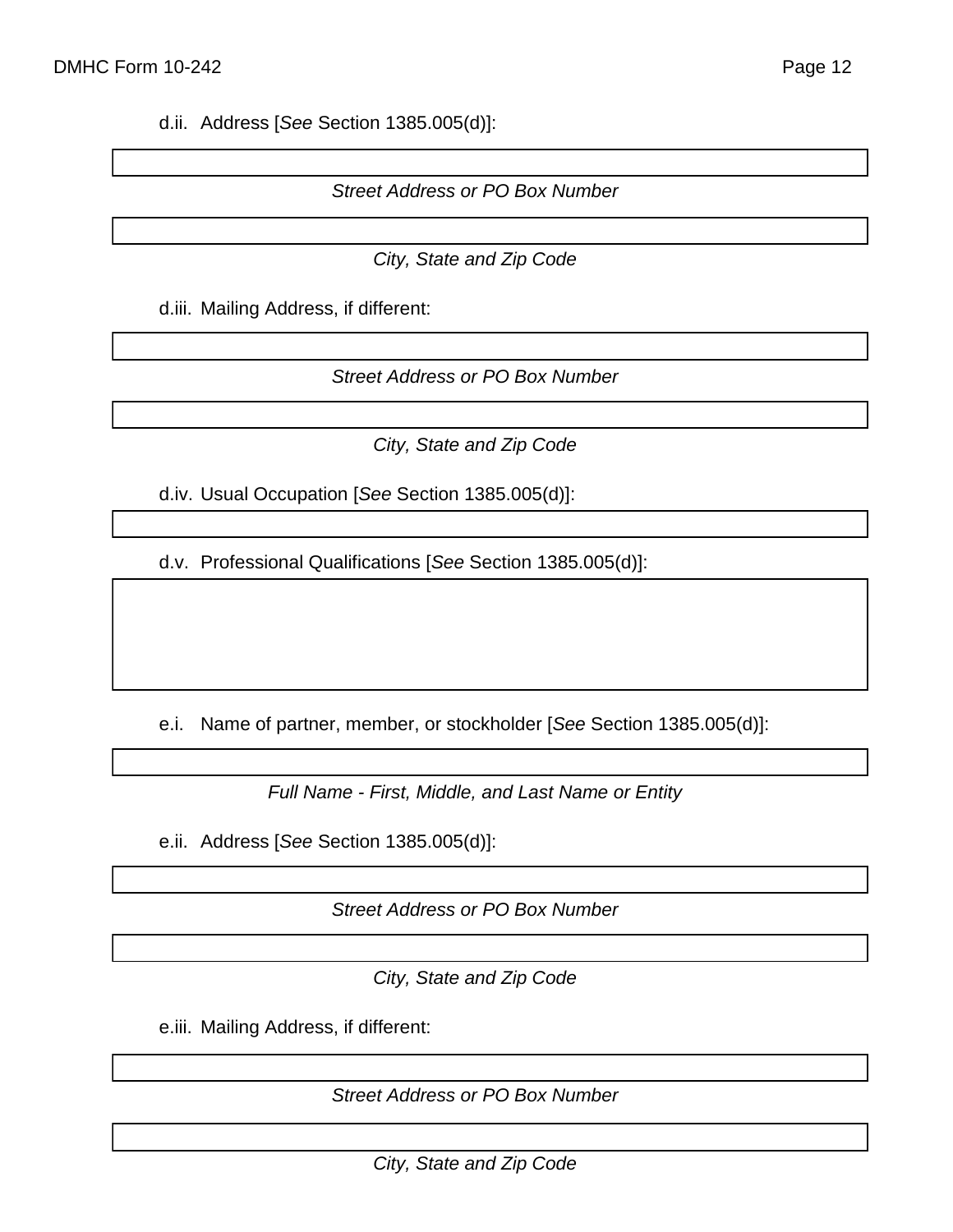d.ii. Address [*See* Section 1385.005(d)]:

*Street Address or PO Box Number*

*City, State and Zip Code*

d.iii. Mailing Address, if different:

*Street Address or PO Box Number*

*City, State and Zip Code*

d.iv. Usual Occupation [*See* Section 1385.005(d)]:

d.v. Professional Qualifications [*See* Section 1385.005(d)]:

e.i. Name of partner, member, or stockholder [*See* Section 1385.005(d)]:

*Full Name - First, Middle, and Last Name or Entity*

e.ii. Address [*See* Section 1385.005(d)]:

*Street Address or PO Box Number*

*City, State and Zip Code*

e.iii. Mailing Address, if different:

*Street Address or PO Box Number*

*City, State and Zip Code*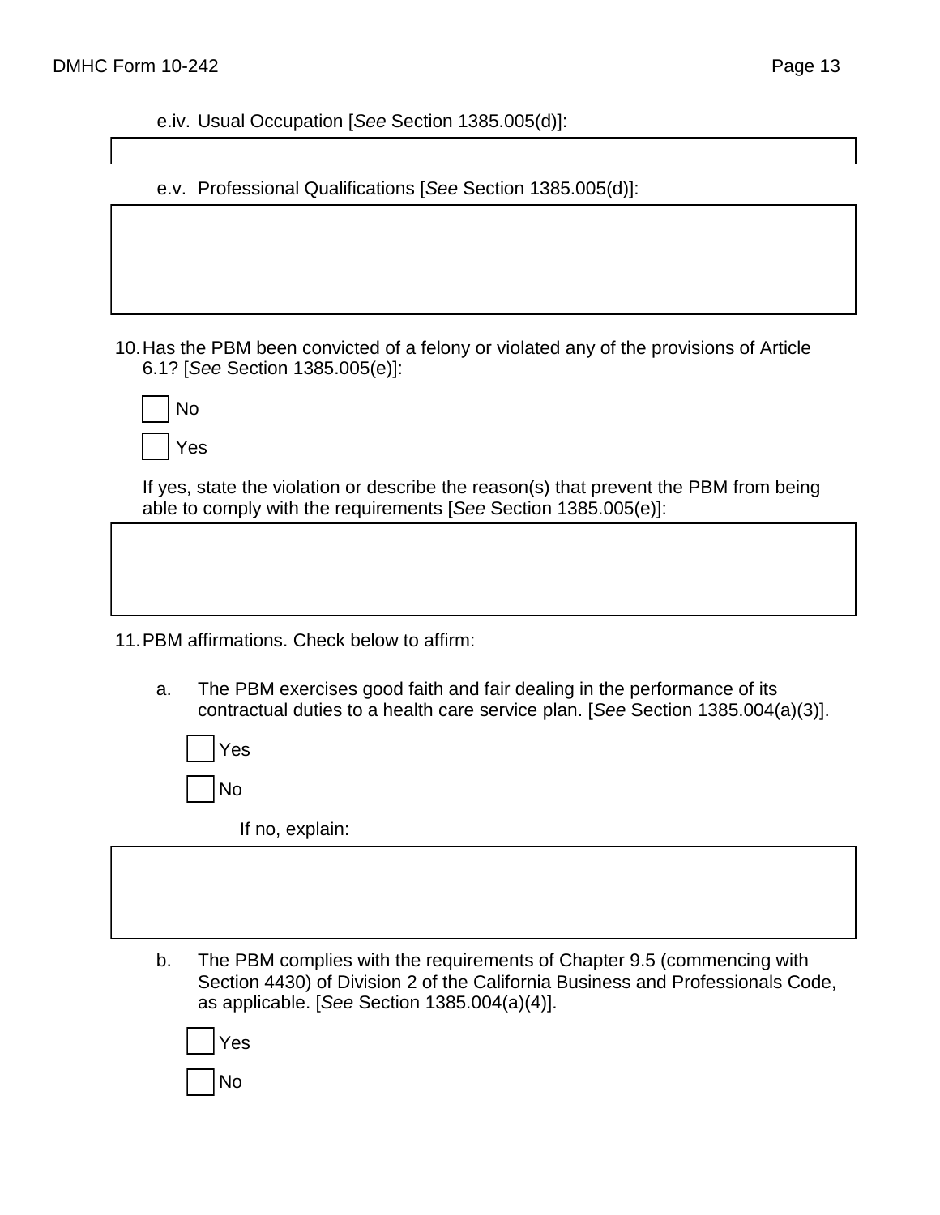e.iv. Usual Occupation [*See* Section 1385.005(d)]:

e.v. Professional Qualifications [*See* Section 1385.005(d)]:

10. Has the PBM been convicted of a felony or violated any of the provisions of Article 6.1? [*See* Section 1385.005(e)]:

    ☐ No

    ☐ Yes

    If yes, state the violation or describe the reason(s) that prevent the PBM from being able to comply with the requirements [*See* Section 1385.005(e)]:

11. PBM affirmations. Check below to affirm:

    a. The PBM exercises good faith and fair dealing in the performance of its contractual duties to a health care service plan. [*See* Section 1385.004(a)(3)].

       ☐ Yes

       ☐ No

       If no, explain:

    b. The PBM complies with the requirements of Chapter 9.5 (commencing with Section 4430) of Division 2 of the California Business and Professionals Code, as applicable. [*See* Section 1385.004(a)(4)].

       ☐ Yes

       ☐ No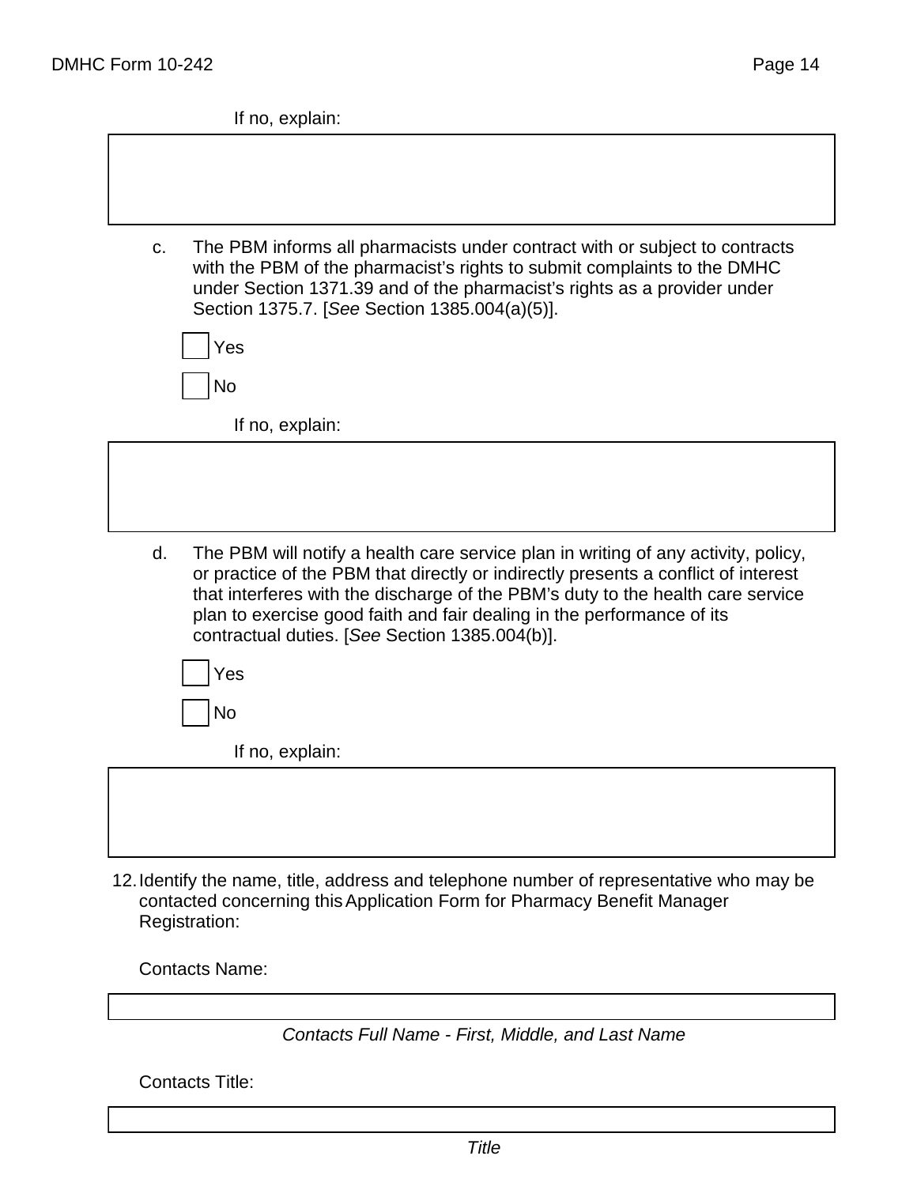If no, explain:

c. The PBM informs all pharmacists under contract with or subject to contracts with the PBM of the pharmacist's rights to submit complaints to the DMHC under Section 1371.39 and of the pharmacist's rights as a provider under Section 1375.7. [*See* Section 1385.004(a)(5)].

☐ Yes

☐ No

If no, explain:

d. The PBM will notify a health care service plan in writing of any activity, policy, or practice of the PBM that directly or indirectly presents a conflict of interest that interferes with the discharge of the PBM's duty to the health care service plan to exercise good faith and fair dealing in the performance of its contractual duties. [*See* Section 1385.004(b)].

☐ Yes

☐ No

If no, explain:

12. Identify the name, title, address and telephone number of representative who may be contacted concerning this Application Form for Pharmacy Benefit Manager Registration:

Contacts Name:

*Contacts Full Name - First, Middle, and Last Name*

Contacts Title:

*Title*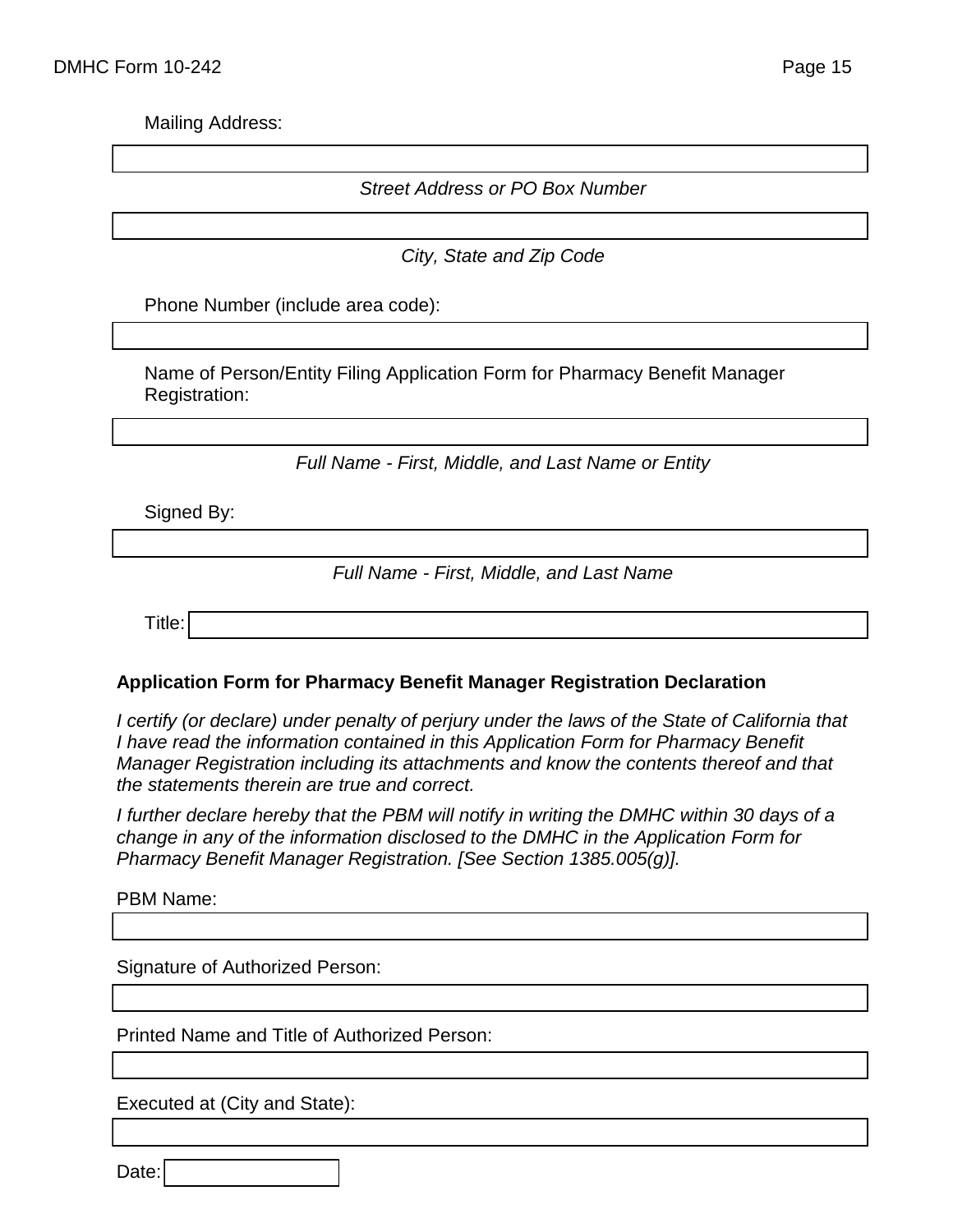Mailing Address:

*Street Address or PO Box Number*

*City, State and Zip Code*

Phone Number (include area code):

Name of Person/Entity Filing Application Form for Pharmacy Benefit Manager Registration:

*Full Name - First, Middle, and Last Name or Entity*

Signed By:

*Full Name - First, Middle, and Last Name*

Title:

**Application Form for Pharmacy Benefit Manager Registration Declaration**

*I certify (or declare) under penalty of perjury under the laws of the State of California that I have read the information contained in this Application Form for Pharmacy Benefit Manager Registration including its attachments and know the contents thereof and that the statements therein are true and correct.*

*I further declare hereby that the PBM will notify in writing the DMHC within 30 days of a change in any of the information disclosed to the DMHC in the Application Form for Pharmacy Benefit Manager Registration. [See Section 1385.005(g)].*

PBM Name:

Signature of Authorized Person:

Printed Name and Title of Authorized Person:

Executed at (City and State):

Date: